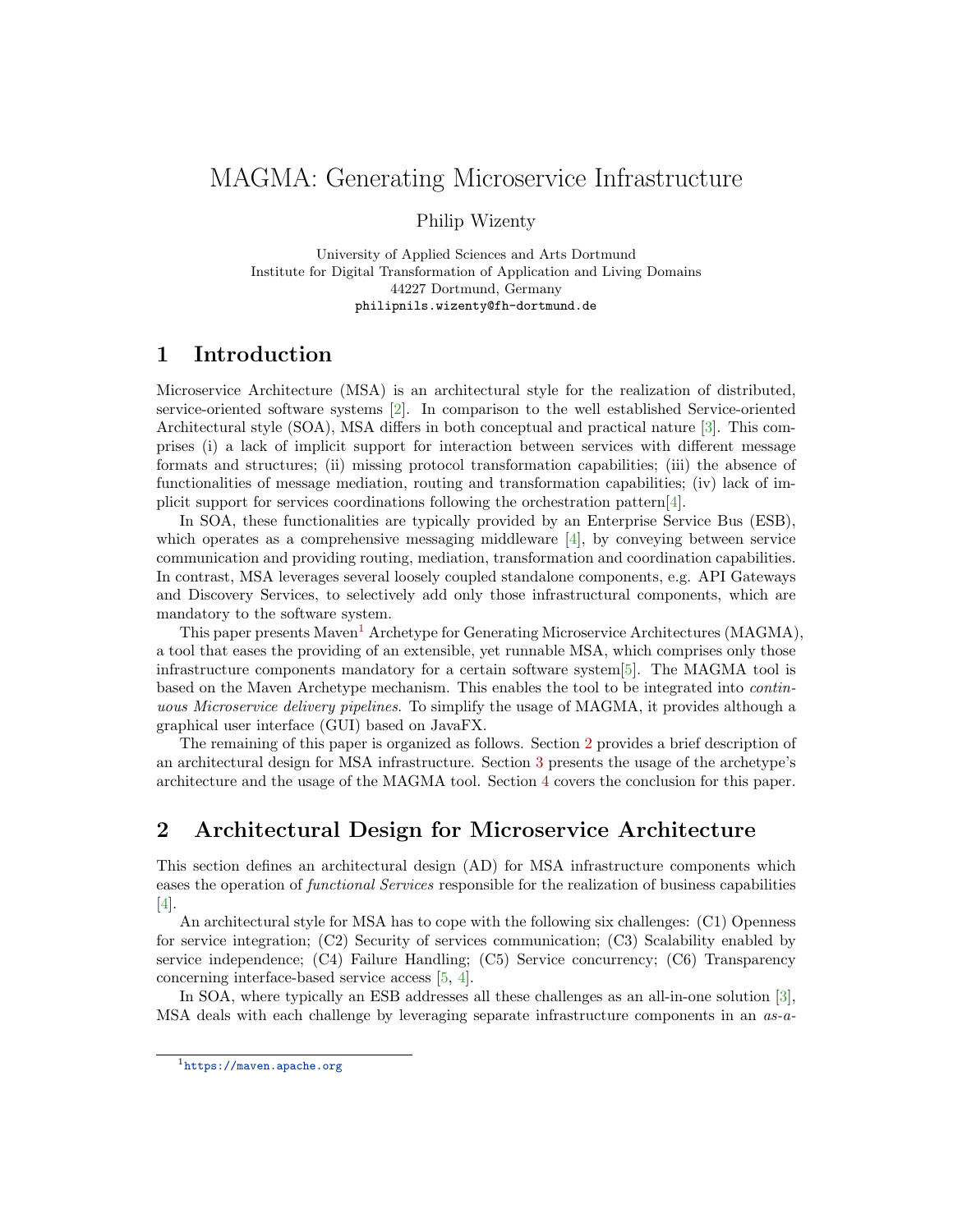# MAGMA: Generating Microservice Infrastructure

Philip Wizenty

University of Applied Sciences and Arts Dortmund
Institute for Digital Transformation of Application and Living Domains
44227 Dortmund, Germany
philipnils.wizenty@fh-dortmund.de

## 1 Introduction

Microservice Architecture (MSA) is an architectural style for the realization of distributed, service-oriented software systems [2]. In comparison to the well established Service-oriented Architectural style (SOA), MSA differs in both conceptual and practical nature [3]. This comprises (i) a lack of implicit support for interaction between services with different message formats and structures; (ii) missing protocol transformation capabilities; (iii) the absence of functionalities of message mediation, routing and transformation capabilities; (iv) lack of implicit support for services coordinations following the orchestration pattern[4].

In SOA, these functionalities are typically provided by an Enterprise Service Bus (ESB), which operates as a comprehensive messaging middleware [4], by conveying between service communication and providing routing, mediation, transformation and coordination capabilities. In contrast, MSA leverages several loosely coupled standalone components, e.g. API Gateways and Discovery Services, to selectively add only those infrastructural components, which are mandatory to the software system.

This paper presents Maven[1] Archetype for Generating Microservice Architectures (MAGMA), a tool that eases the providing of an extensible, yet runnable MSA, which comprises only those infrastructure components mandatory for a certain software system[5]. The MAGMA tool is based on the Maven Archetype mechanism. This enables the tool to be integrated into *continuous Microservice delivery pipelines*. To simplify the usage of MAGMA, it provides although a graphical user interface (GUI) based on JavaFX.

The remaining of this paper is organized as follows. Section 2 provides a brief description of an architectural design for MSA infrastructure. Section 3 presents the usage of the archetype's architecture and the usage of the MAGMA tool. Section 4 covers the conclusion for this paper.

## 2 Architectural Design for Microservice Architecture

This section defines an architectural design (AD) for MSA infrastructure components which eases the operation of *functional Services* responsible for the realization of business capabilities [4].

An architectural style for MSA has to cope with the following six challenges: (C1) Openness for service integration; (C2) Security of services communication; (C3) Scalability enabled by service independence; (C4) Failure Handling; (C5) Service concurrency; (C6) Transparency concerning interface-based service access [5, 4].

In SOA, where typically an ESB addresses all these challenges as an all-in-one solution [3], MSA deals with each challenge by leveraging separate infrastructure components in an *as-a-*

[1] https://maven.apache.org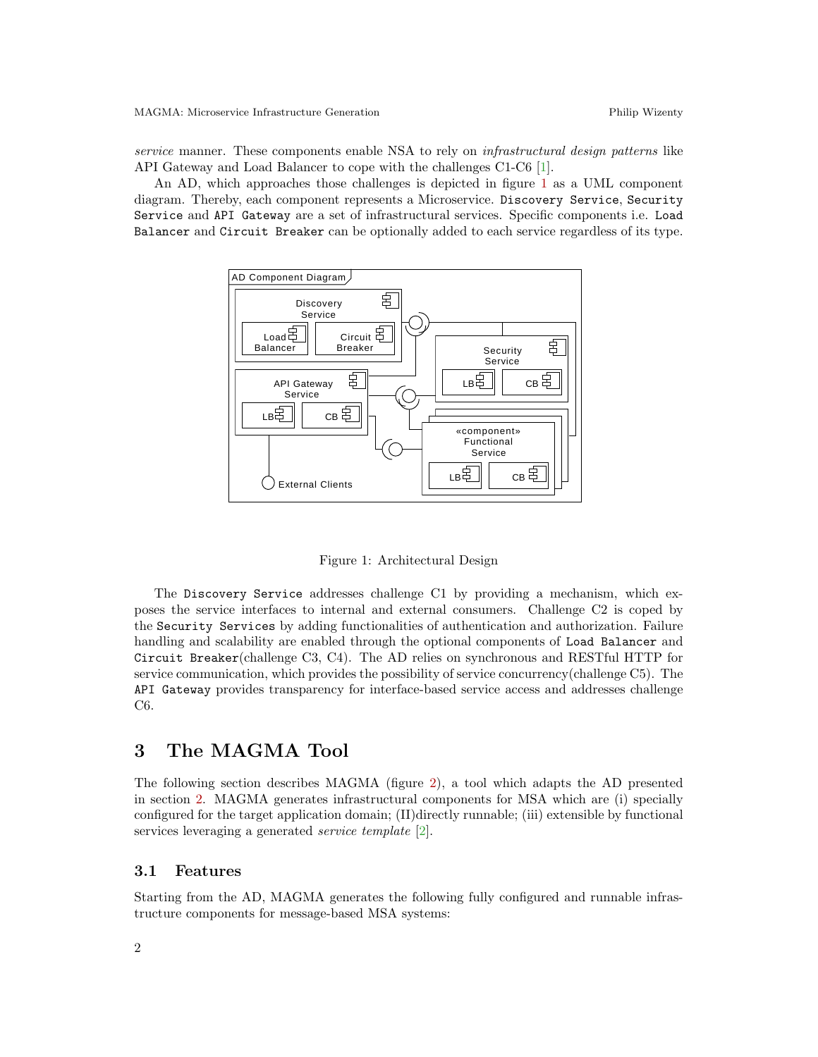*service* manner. These components enable NSA to rely on *infrastructural design patterns* like API Gateway and Load Balancer to cope with the challenges C1-C6 [1].

An AD, which approaches those challenges is depicted in figure 1 as a UML component diagram. Thereby, each component represents a Microservice. `Discovery Service`, `Security Service` and `API Gateway` are a set of infrastructural services. Specific components i.e. `Load Balancer` and `Circuit Breaker` can be optionally added to each service regardless of its type.

Figure 1: Architectural Design

The `Discovery Service` addresses challenge C1 by providing a mechanism, which exposes the service interfaces to internal and external consumers. Challenge C2 is coped by the `Security Services` by adding functionalities of authentication and authorization. Failure handling and scalability are enabled through the optional components of `Load Balancer` and `Circuit Breaker`(challenge C3, C4). The AD relies on synchronous and RESTful HTTP for service communication, which provides the possibility of service concurrency(challenge C5). The `API Gateway` provides transparency for interface-based service access and addresses challenge C6.

# 3 The MAGMA Tool

The following section describes MAGMA (figure 2), a tool which adapts the AD presented in section 2. MAGMA generates infrastructural components for MSA which are (i) specially configured for the target application domain; (II)directly runnable; (iii) extensible by functional services leveraging a generated *service template* [2].

## 3.1 Features

Starting from the AD, MAGMA generates the following fully configured and runnable infrastructure components for message-based MSA systems: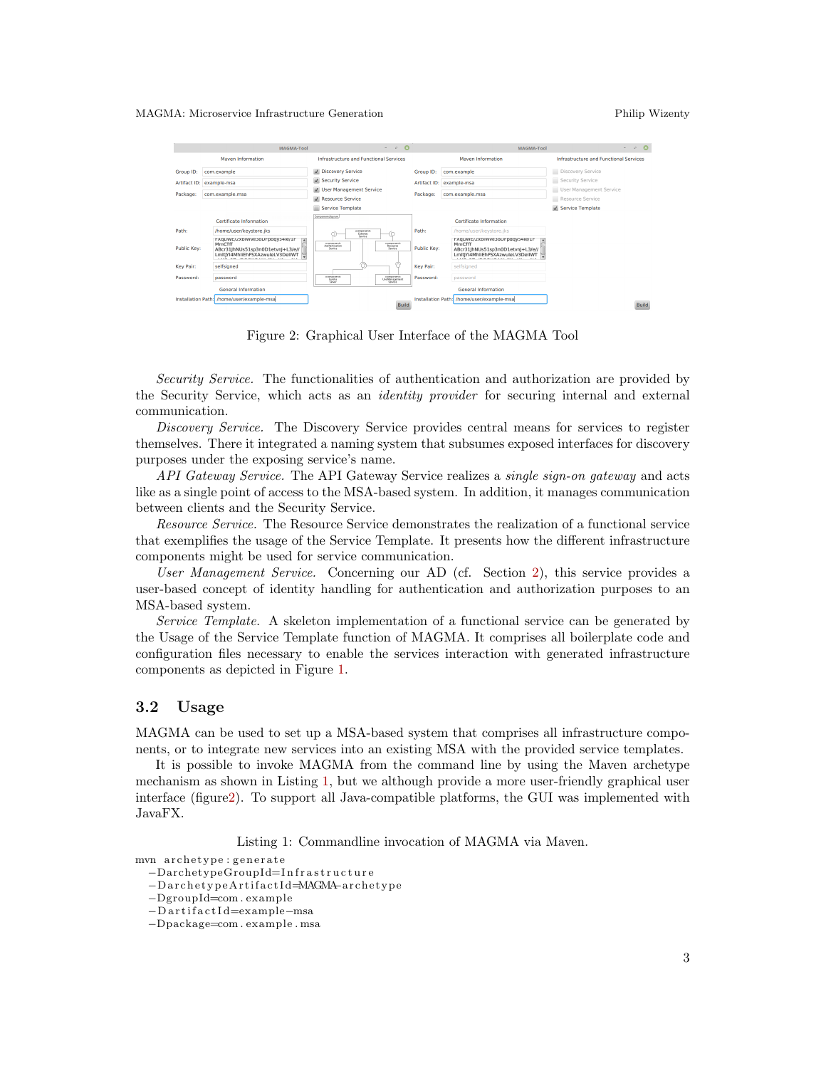Figure 2: Graphical User Interface of the MAGMA Tool

*Security Service.* The functionalities of authentication and authorization are provided by the Security Service, which acts as an *identity provider* for securing internal and external communication.

*Discovery Service.* The Discovery Service provides central means for services to register themselves. There it integrated a naming system that subsumes exposed interfaces for discovery purposes under the exposing service's name.

*API Gateway Service.* The API Gateway Service realizes a *single sign-on gateway* and acts like as a single point of access to the MSA-based system. In addition, it manages communication between clients and the Security Service.

*Resource Service.* The Resource Service demonstrates the realization of a functional service that exemplifies the usage of the Service Template. It presents how the different infrastructure components might be used for service communication.

*User Management Service.* Concerning our AD (cf. Section 2), this service provides a user-based concept of identity handling for authentication and authorization purposes to an MSA-based system.

*Service Template.* A skeleton implementation of a functional service can be generated by the Usage of the Service Template function of MAGMA. It comprises all boilerplate code and configuration files necessary to enable the services interaction with generated infrastructure components as depicted in Figure 1.

## 3.2 Usage

MAGMA can be used to set up a MSA-based system that comprises all infrastructure components, or to integrate new services into an existing MSA with the provided service templates.

It is possible to invoke MAGMA from the command line by using the Maven archetype mechanism as shown in Listing 1, but we although provide a more user-friendly graphical user interface (figure2). To support all Java-compatible platforms, the GUI was implemented with JavaFX.

Listing 1: Commandline invocation of MAGMA via Maven.

```
mvn archetype:generate
  -DarchetypeGroupId=Infrastructure
  -DarchetypeArtifactId=MAGMA-archetype
  -DgroupId=com.example
  -DartifactId=example-msa
  -Dpackage=com.example.msa
```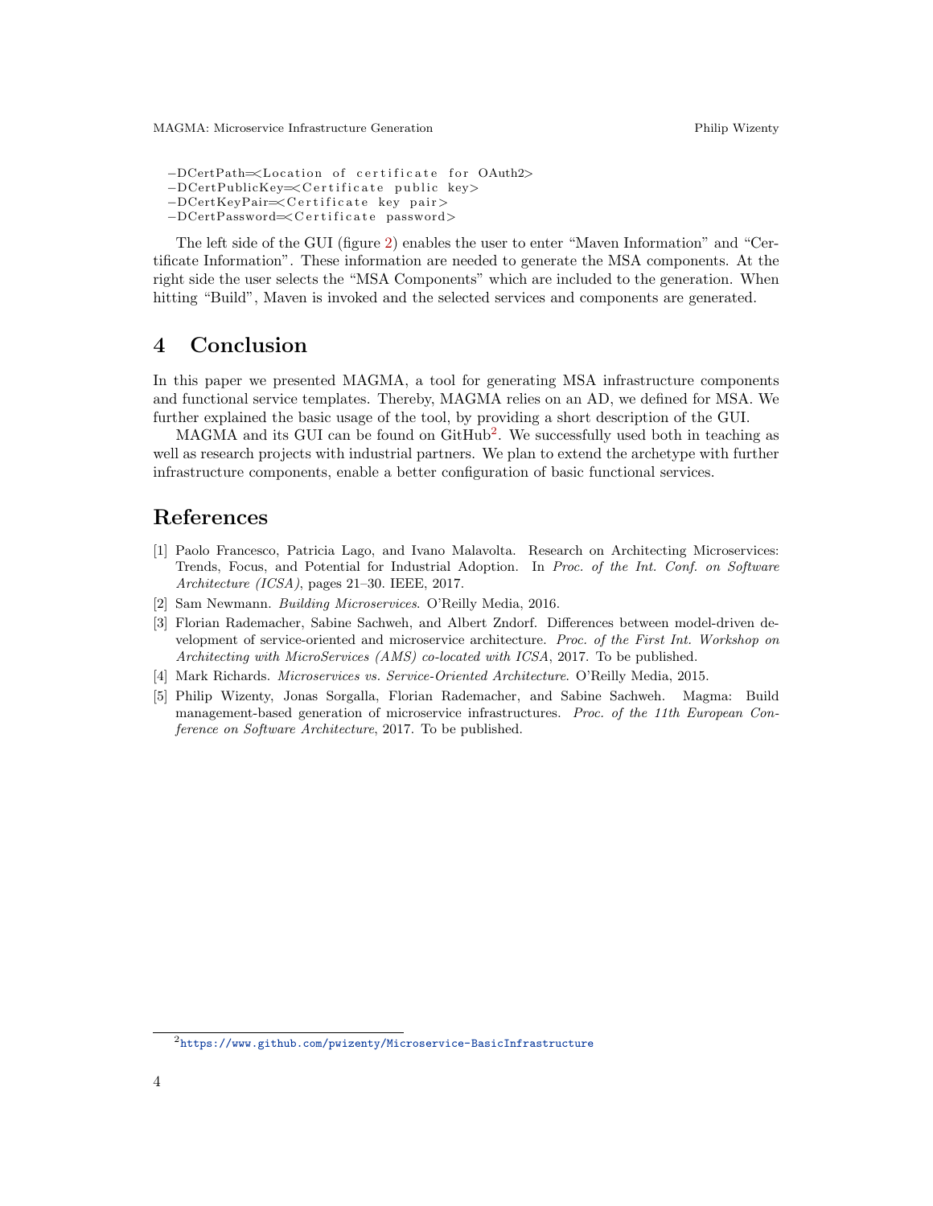```
-DCertPath=<Location of certificate for OAuth2>
-DCertPublicKey=<Certificate public key>
-DCertKeyPair=<Certificate key pair>
-DCertPassword=<Certificate password>
```

The left side of the GUI (figure 2) enables the user to enter "Maven Information" and "Certificate Information". These information are needed to generate the MSA components. At the right side the user selects the "MSA Components" which are included to the generation. When hitting "Build", Maven is invoked and the selected services and components are generated.

## 4 Conclusion

In this paper we presented MAGMA, a tool for generating MSA infrastructure components and functional service templates. Thereby, MAGMA relies on an AD, we defined for MSA. We further explained the basic usage of the tool, by providing a short description of the GUI.

MAGMA and its GUI can be found on GitHub[2]. We successfully used both in teaching as well as research projects with industrial partners. We plan to extend the archetype with further infrastructure components, enable a better configuration of basic functional services.

## References

[1] Paolo Francesco, Patricia Lago, and Ivano Malavolta. Research on Architecting Microservices: Trends, Focus, and Potential for Industrial Adoption. In *Proc. of the Int. Conf. on Software Architecture (ICSA)*, pages 21–30. IEEE, 2017.

[2] Sam Newmann. *Building Microservices*. O'Reilly Media, 2016.

[3] Florian Rademacher, Sabine Sachweh, and Albert Zndorf. Differences between model-driven development of service-oriented and microservice architecture. *Proc. of the First Int. Workshop on Architecting with MicroServices (AMS) co-located with ICSA*, 2017. To be published.

[4] Mark Richards. *Microservices vs. Service-Oriented Architecture*. O'Reilly Media, 2015.

[5] Philip Wizenty, Jonas Sorgalla, Florian Rademacher, and Sabine Sachweh. Magma: Build management-based generation of microservice infrastructures. *Proc. of the 11th European Conference on Software Architecture*, 2017. To be published.

---

[2] https://www.github.com/pwizenty/Microservice-BasicInfrastructure